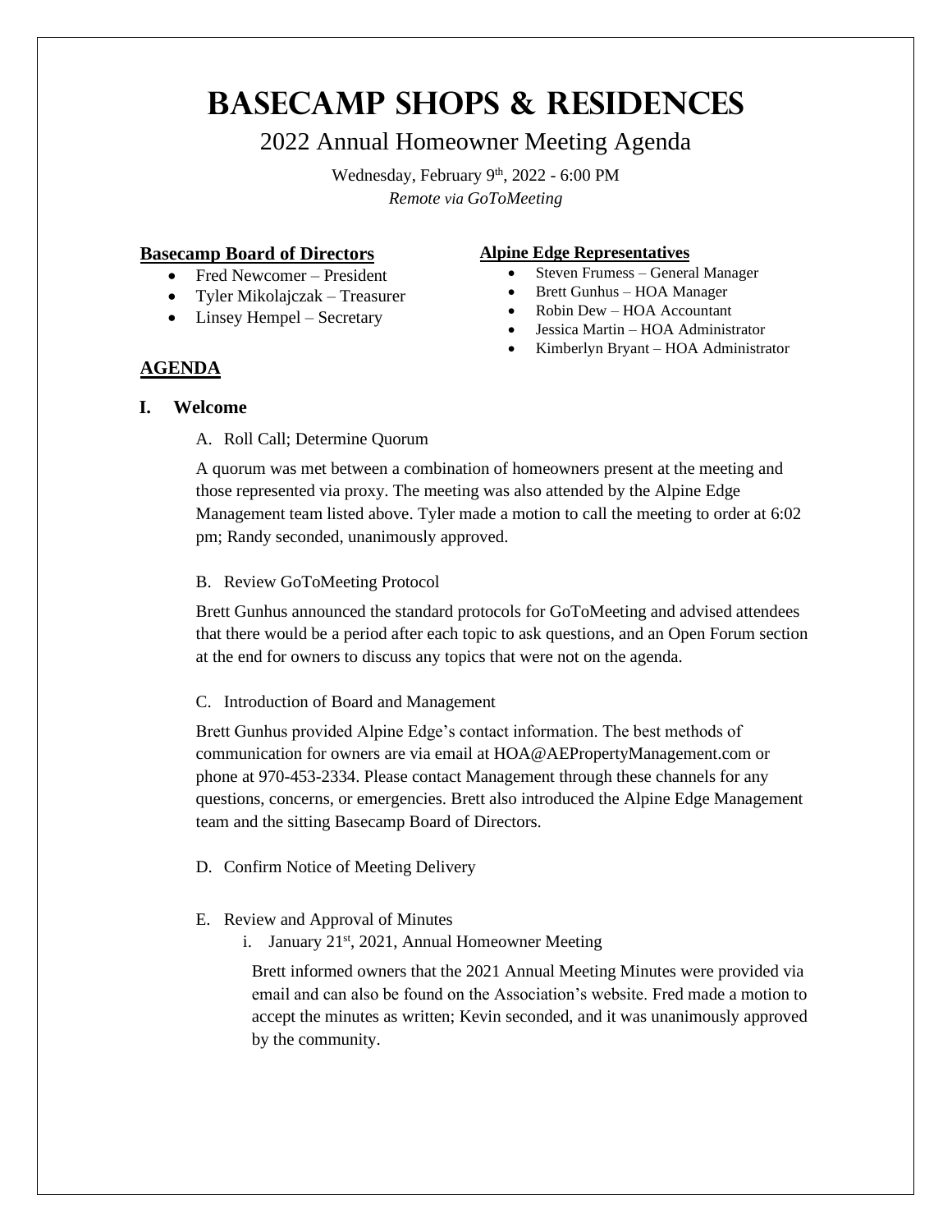# Basecamp Shops & Residences

## 2022 Annual Homeowner Meeting Agenda

Wednesday, February 9th, 2022 - 6:00 PM
*Remote via GoToMeeting*

**Basecamp Board of Directors**

- Fred Newcomer – President
- Tyler Mikolajczak – Treasurer
- Linsey Hempel – Secretary

**Alpine Edge Representatives**

- Steven Frumess – General Manager
- Brett Gunhus – HOA Manager
- Robin Dew – HOA Accountant
- Jessica Martin – HOA Administrator
- Kimberlyn Bryant – HOA Administrator

## AGENDA

### I. Welcome

A. Roll Call; Determine Quorum

A quorum was met between a combination of homeowners present at the meeting and those represented via proxy. The meeting was also attended by the Alpine Edge Management team listed above. Tyler made a motion to call the meeting to order at 6:02 pm; Randy seconded, unanimously approved.

B. Review GoToMeeting Protocol

Brett Gunhus announced the standard protocols for GoToMeeting and advised attendees that there would be a period after each topic to ask questions, and an Open Forum section at the end for owners to discuss any topics that were not on the agenda.

C. Introduction of Board and Management

Brett Gunhus provided Alpine Edge's contact information. The best methods of communication for owners are via email at HOA@AEPropertyManagement.com or phone at 970-453-2334. Please contact Management through these channels for any questions, concerns, or emergencies. Brett also introduced the Alpine Edge Management team and the sitting Basecamp Board of Directors.

D. Confirm Notice of Meeting Delivery

E. Review and Approval of Minutes

i. January 21st, 2021, Annual Homeowner Meeting

Brett informed owners that the 2021 Annual Meeting Minutes were provided via email and can also be found on the Association's website. Fred made a motion to accept the minutes as written; Kevin seconded, and it was unanimously approved by the community.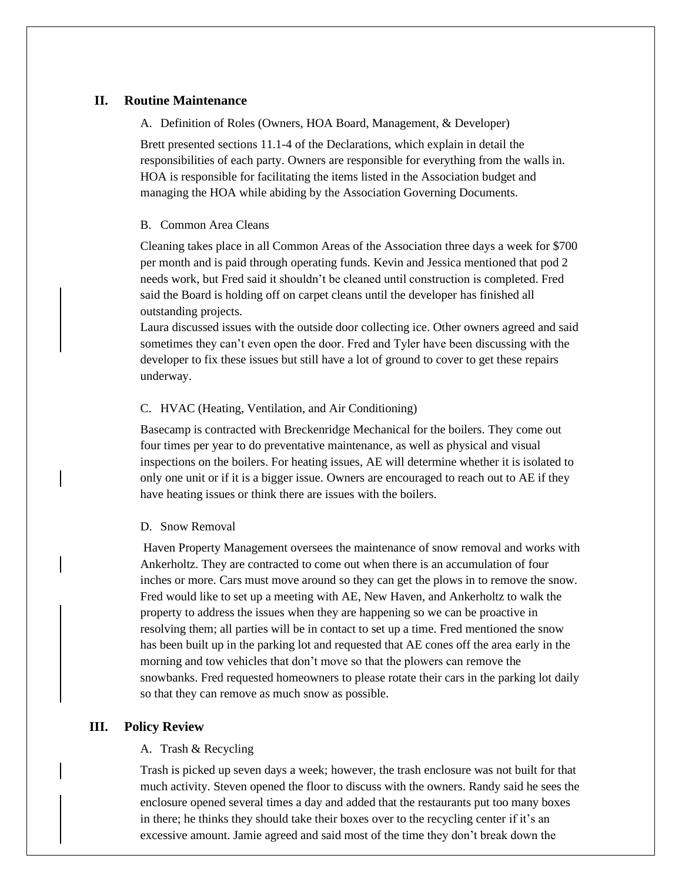## II. Routine Maintenance

### A. Definition of Roles (Owners, HOA Board, Management, & Developer)

Brett presented sections 11.1-4 of the Declarations, which explain in detail the responsibilities of each party. Owners are responsible for everything from the walls in. HOA is responsible for facilitating the items listed in the Association budget and managing the HOA while abiding by the Association Governing Documents.

### B. Common Area Cleans

Cleaning takes place in all Common Areas of the Association three days a week for $700 per month and is paid through operating funds. Kevin and Jessica mentioned that pod 2 needs work, but Fred said it shouldn't be cleaned until construction is completed. Fred said the Board is holding off on carpet cleans until the developer has finished all outstanding projects.

Laura discussed issues with the outside door collecting ice. Other owners agreed and said sometimes they can't even open the door. Fred and Tyler have been discussing with the developer to fix these issues but still have a lot of ground to cover to get these repairs underway.

### C. HVAC (Heating, Ventilation, and Air Conditioning)

Basecamp is contracted with Breckenridge Mechanical for the boilers. They come out four times per year to do preventative maintenance, as well as physical and visual inspections on the boilers. For heating issues, AE will determine whether it is isolated to only one unit or if it is a bigger issue. Owners are encouraged to reach out to AE if they have heating issues or think there are issues with the boilers.

### D. Snow Removal

Haven Property Management oversees the maintenance of snow removal and works with Ankerholtz. They are contracted to come out when there is an accumulation of four inches or more. Cars must move around so they can get the plows in to remove the snow. Fred would like to set up a meeting with AE, New Haven, and Ankerholtz to walk the property to address the issues when they are happening so we can be proactive in resolving them; all parties will be in contact to set up a time. Fred mentioned the snow has been built up in the parking lot and requested that AE cones off the area early in the morning and tow vehicles that don't move so that the plowers can remove the snowbanks. Fred requested homeowners to please rotate their cars in the parking lot daily so that they can remove as much snow as possible.

## III. Policy Review

### A. Trash & Recycling

Trash is picked up seven days a week; however, the trash enclosure was not built for that much activity. Steven opened the floor to discuss with the owners. Randy said he sees the enclosure opened several times a day and added that the restaurants put too many boxes in there; he thinks they should take their boxes over to the recycling center if it's an excessive amount. Jamie agreed and said most of the time they don't break down the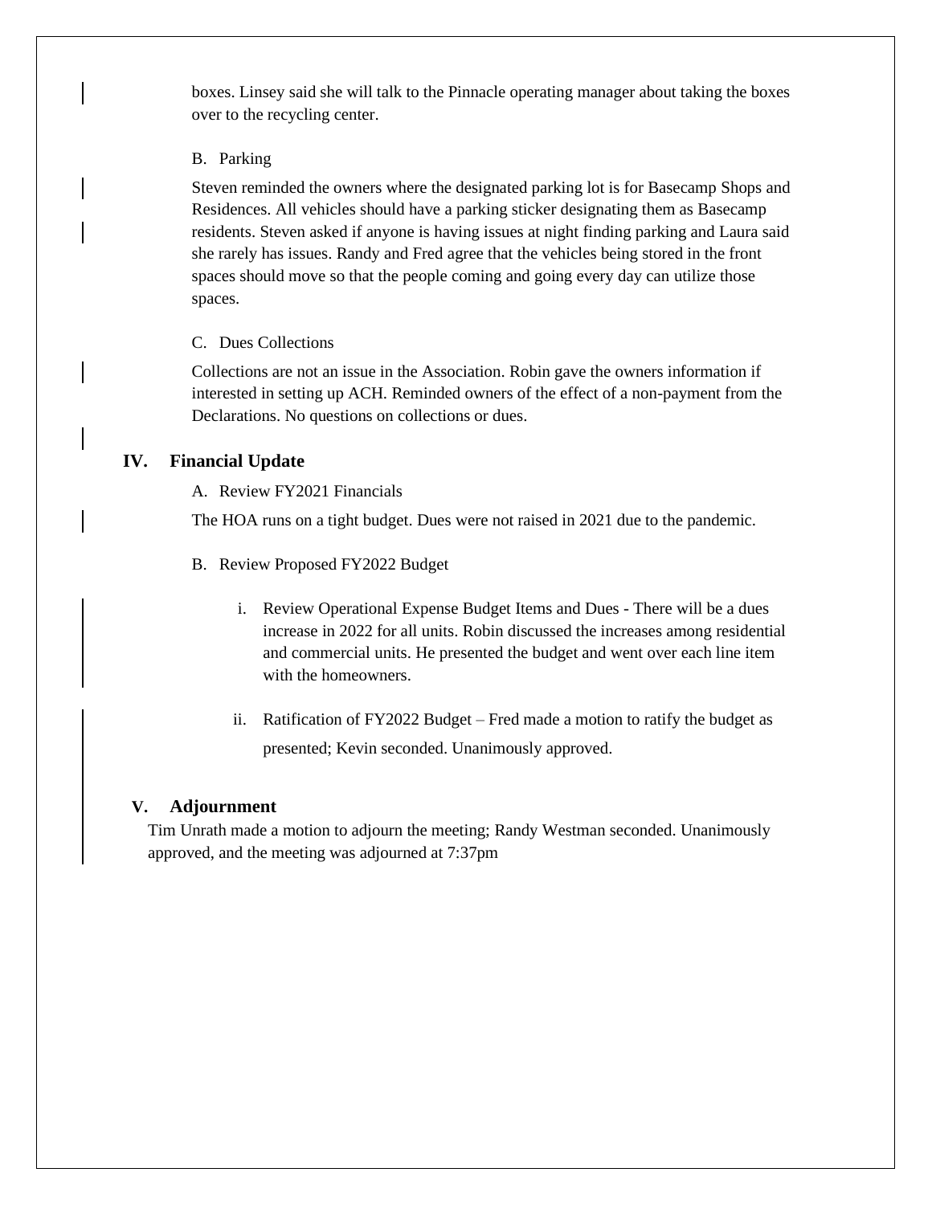boxes. Linsey said she will talk to the Pinnacle operating manager about taking the boxes over to the recycling center.

B. Parking

Steven reminded the owners where the designated parking lot is for Basecamp Shops and Residences. All vehicles should have a parking sticker designating them as Basecamp residents. Steven asked if anyone is having issues at night finding parking and Laura said she rarely has issues. Randy and Fred agree that the vehicles being stored in the front spaces should move so that the people coming and going every day can utilize those spaces.

C. Dues Collections

Collections are not an issue in the Association. Robin gave the owners information if interested in setting up ACH. Reminded owners of the effect of a non-payment from the Declarations. No questions on collections or dues.

## IV. Financial Update

A. Review FY2021 Financials

The HOA runs on a tight budget. Dues were not raised in 2021 due to the pandemic.

B. Review Proposed FY2022 Budget

i. Review Operational Expense Budget Items and Dues - There will be a dues increase in 2022 for all units. Robin discussed the increases among residential and commercial units. He presented the budget and went over each line item with the homeowners.

ii. Ratification of FY2022 Budget – Fred made a motion to ratify the budget as presented; Kevin seconded. Unanimously approved.

## V. Adjournment

Tim Unrath made a motion to adjourn the meeting; Randy Westman seconded. Unanimously approved, and the meeting was adjourned at 7:37pm